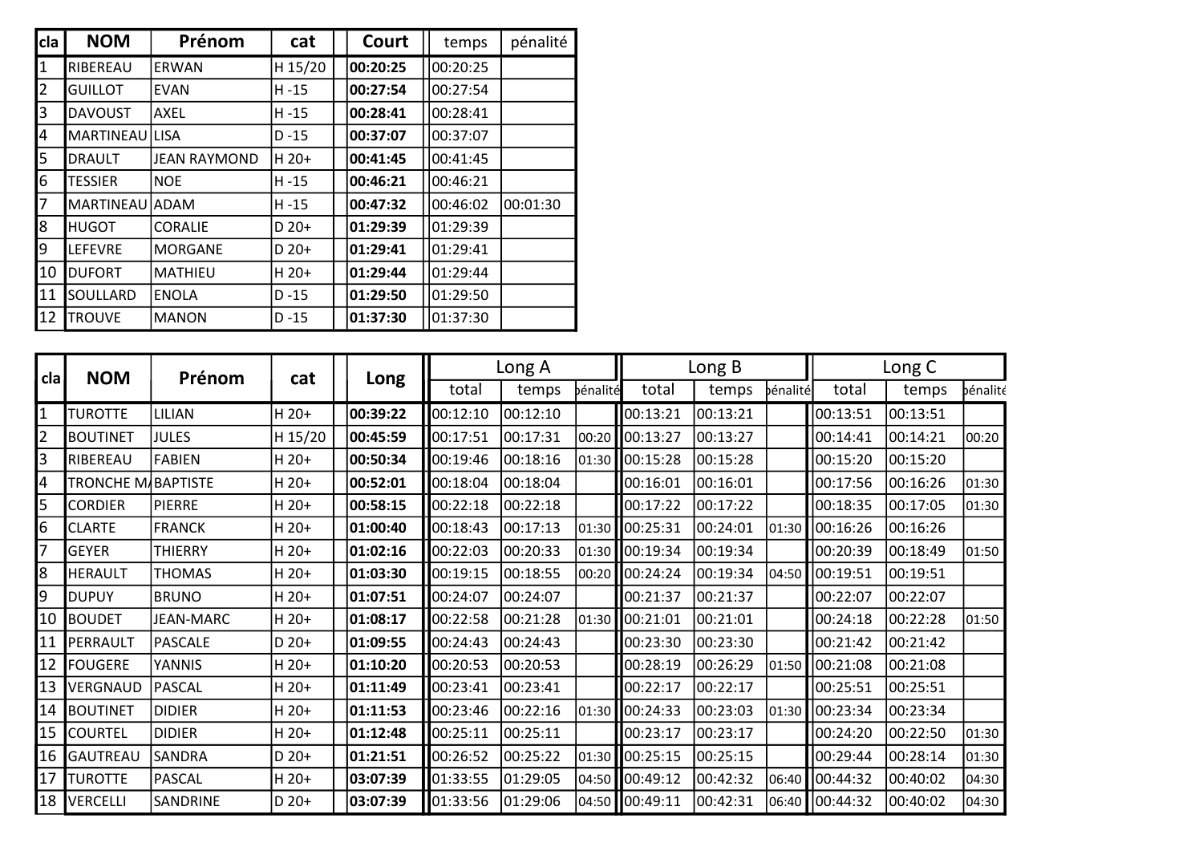| cla | NOM | Prénom | cat | Court | temps | pénalité |
|---|---|---|---|---|---|---|
| 1 | RIBEREAU | ERWAN | H 15/20 | **00:20:25** | 00:20:25 | |
| 2 | GUILLOT | EVAN | H -15 | **00:27:54** | 00:27:54 | |
| 3 | DAVOUST | AXEL | H -15 | **00:28:41** | 00:28:41 | |
| 4 | MARTINEAU | LISA | D -15 | **00:37:07** | 00:37:07 | |
| 5 | DRAULT | JEAN RAYMOND | H 20+ | **00:41:45** | 00:41:45 | |
| 6 | TESSIER | NOE | H -15 | **00:46:21** | 00:46:21 | |
| 7 | MARTINEAU | ADAM | H -15 | **00:47:32** | 00:46:02 | 00:01:30 |
| 8 | HUGOT | CORALIE | D 20+ | **01:29:39** | 01:29:39 | |
| 9 | LEFEVRE | MORGANE | D 20+ | **01:29:41** | 01:29:41 | |
| 10 | DUFORT | MATHIEU | H 20+ | **01:29:44** | 01:29:44 | |
| 11 | SOULLARD | ENOLA | D -15 | **01:29:50** | 01:29:50 | |
| 12 | TROUVE | MANON | D -15 | **01:37:30** | 01:37:30 | |

| cla | NOM | Prénom | cat | Long | Long A | | | Long B | | | Long C | | |
|---|---|---|---|---|---|---|---|---|---|---|---|---|---|
| | | | | | total | temps | pénalité | total | temps | pénalité | total | temps | pénalité |
| 1 | TUROTTE | LILIAN | H 20+ | **00:39:22** | 00:12:10 | 00:12:10 | | 00:13:21 | 00:13:21 | | 00:13:51 | 00:13:51 | |
| 2 | BOUTINET | JULES | H 15/20 | **00:45:59** | 00:17:51 | 00:17:31 | 00:20 | 00:13:27 | 00:13:27 | | 00:14:41 | 00:14:21 | 00:20 |
| 3 | RIBEREAU | FABIEN | H 20+ | **00:50:34** | 00:19:46 | 00:18:16 | 01:30 | 00:15:28 | 00:15:28 | | 00:15:20 | 00:15:20 | |
| 4 | TRONCHE MA | BAPTISTE | H 20+ | **00:52:01** | 00:18:04 | 00:18:04 | | 00:16:01 | 00:16:01 | | 00:17:56 | 00:16:26 | 01:30 |
| 5 | CORDIER | PIERRE | H 20+ | **00:58:15** | 00:22:18 | 00:22:18 | | 00:17:22 | 00:17:22 | | 00:18:35 | 00:17:05 | 01:30 |
| 6 | CLARTE | FRANCK | H 20+ | **01:00:40** | 00:18:43 | 00:17:13 | 01:30 | 00:25:31 | 00:24:01 | 01:30 | 00:16:26 | 00:16:26 | |
| 7 | GEYER | THIERRY | H 20+ | **01:02:16** | 00:22:03 | 00:20:33 | 01:30 | 00:19:34 | 00:19:34 | | 00:20:39 | 00:18:49 | 01:50 |
| 8 | HERAULT | THOMAS | H 20+ | **01:03:30** | 00:19:15 | 00:18:55 | 00:20 | 00:24:24 | 00:19:34 | 04:50 | 00:19:51 | 00:19:51 | |
| 9 | DUPUY | BRUNO | H 20+ | **01:07:51** | 00:24:07 | 00:24:07 | | 00:21:37 | 00:21:37 | | 00:22:07 | 00:22:07 | |
| 10 | BOUDET | JEAN-MARC | H 20+ | **01:08:17** | 00:22:58 | 00:21:28 | 01:30 | 00:21:01 | 00:21:01 | | 00:24:18 | 00:22:28 | 01:50 |
| 11 | PERRAULT | PASCALE | D 20+ | **01:09:55** | 00:24:43 | 00:24:43 | | 00:23:30 | 00:23:30 | | 00:21:42 | 00:21:42 | |
| 12 | FOUGERE | YANNIS | H 20+ | **01:10:20** | 00:20:53 | 00:20:53 | | 00:28:19 | 00:26:29 | 01:50 | 00:21:08 | 00:21:08 | |
| 13 | VERGNAUD | PASCAL | H 20+ | **01:11:49** | 00:23:41 | 00:23:41 | | 00:22:17 | 00:22:17 | | 00:25:51 | 00:25:51 | |
| 14 | BOUTINET | DIDIER | H 20+ | **01:11:53** | 00:23:46 | 00:22:16 | 01:30 | 00:24:33 | 00:23:03 | 01:30 | 00:23:34 | 00:23:34 | |
| 15 | COURTEL | DIDIER | H 20+ | **01:12:48** | 00:25:11 | 00:25:11 | | 00:23:17 | 00:23:17 | | 00:24:20 | 00:22:50 | 01:30 |
| 16 | GAUTREAU | SANDRA | D 20+ | **01:21:51** | 00:26:52 | 00:25:22 | 01:30 | 00:25:15 | 00:25:15 | | 00:29:44 | 00:28:14 | 01:30 |
| 17 | TUROTTE | PASCAL | H 20+ | **03:07:39** | 01:33:55 | 01:29:05 | 04:50 | 00:49:12 | 00:42:32 | 06:40 | 00:44:32 | 00:40:02 | 04:30 |
| 18 | VERCELLI | SANDRINE | D 20+ | **03:07:39** | 01:33:56 | 01:29:06 | 04:50 | 00:49:11 | 00:42:31 | 06:40 | 00:44:32 | 00:40:02 | 04:30 |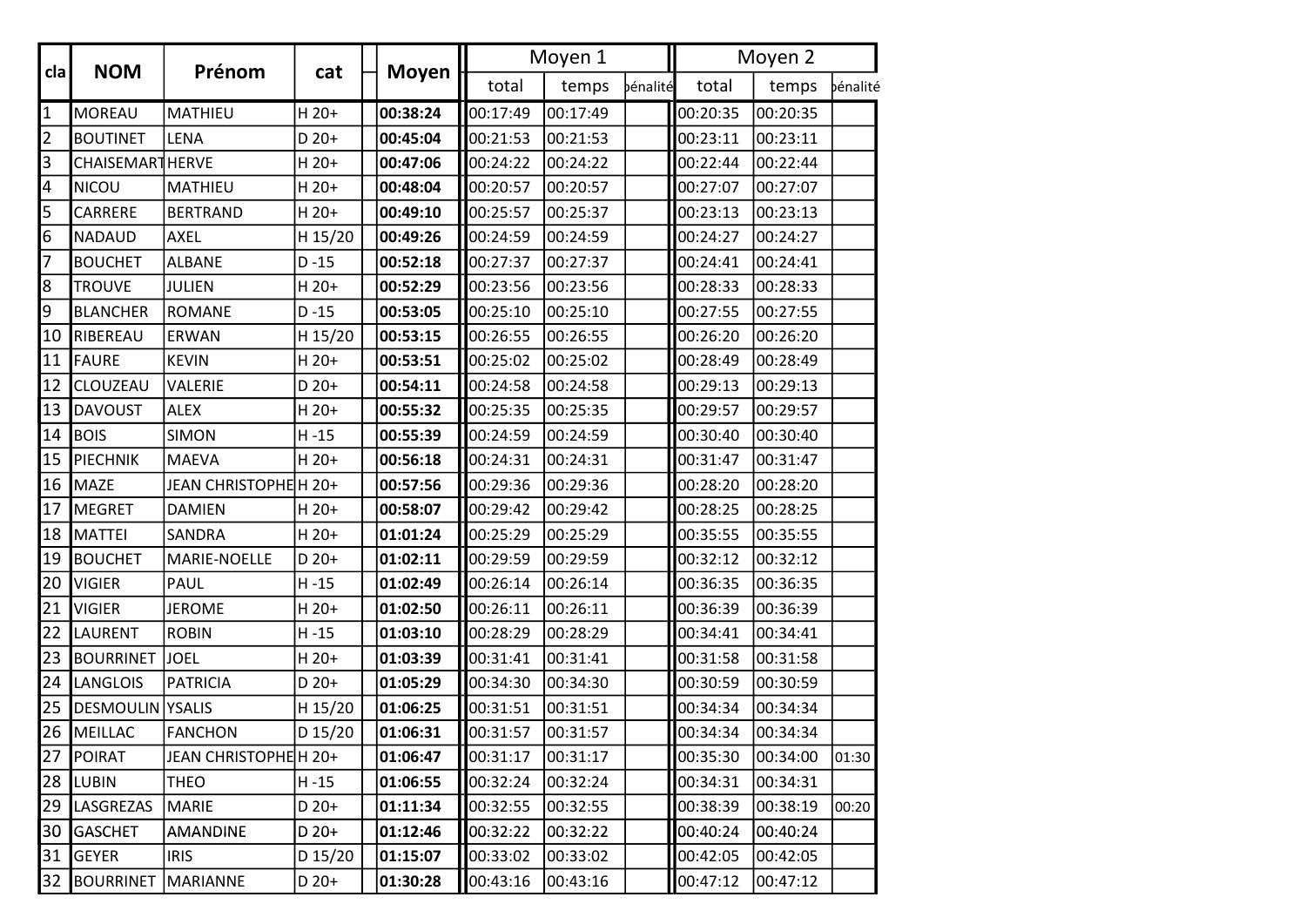| cla | NOM | Prénom | cat | | Moyen | Moyen 1 | | | Moyen 2 | | |
|---|---|---|---|---|---|---|---|---|---|---|---|
| | | | | | | total | temps | pénalité | total | temps | pénalité |
| 1 | MOREAU | MATHIEU | H 20+ | | **00:38:24** | 00:17:49 | 00:17:49 | | 00:20:35 | 00:20:35 | |
| 2 | BOUTINET | LENA | D 20+ | | **00:45:04** | 00:21:53 | 00:21:53 | | 00:23:11 | 00:23:11 | |
| 3 | CHAISEMART | HERVE | H 20+ | | **00:47:06** | 00:24:22 | 00:24:22 | | 00:22:44 | 00:22:44 | |
| 4 | NICOU | MATHIEU | H 20+ | | **00:48:04** | 00:20:57 | 00:20:57 | | 00:27:07 | 00:27:07 | |
| 5 | CARRERE | BERTRAND | H 20+ | | **00:49:10** | 00:25:57 | 00:25:37 | | 00:23:13 | 00:23:13 | |
| 6 | NADAUD | AXEL | H 15/20 | | **00:49:26** | 00:24:59 | 00:24:59 | | 00:24:27 | 00:24:27 | |
| 7 | BOUCHET | ALBANE | D -15 | | **00:52:18** | 00:27:37 | 00:27:37 | | 00:24:41 | 00:24:41 | |
| 8 | TROUVE | JULIEN | H 20+ | | **00:52:29** | 00:23:56 | 00:23:56 | | 00:28:33 | 00:28:33 | |
| 9 | BLANCHER | ROMANE | D -15 | | **00:53:05** | 00:25:10 | 00:25:10 | | 00:27:55 | 00:27:55 | |
| 10 | RIBEREAU | ERWAN | H 15/20 | | **00:53:15** | 00:26:55 | 00:26:55 | | 00:26:20 | 00:26:20 | |
| 11 | FAURE | KEVIN | H 20+ | | **00:53:51** | 00:25:02 | 00:25:02 | | 00:28:49 | 00:28:49 | |
| 12 | CLOUZEAU | VALERIE | D 20+ | | **00:54:11** | 00:24:58 | 00:24:58 | | 00:29:13 | 00:29:13 | |
| 13 | DAVOUST | ALEX | H 20+ | | **00:55:32** | 00:25:35 | 00:25:35 | | 00:29:57 | 00:29:57 | |
| 14 | BOIS | SIMON | H -15 | | **00:55:39** | 00:24:59 | 00:24:59 | | 00:30:40 | 00:30:40 | |
| 15 | PIECHNIK | MAEVA | H 20+ | | **00:56:18** | 00:24:31 | 00:24:31 | | 00:31:47 | 00:31:47 | |
| 16 | MAZE | JEAN CHRISTOPHE | H 20+ | | **00:57:56** | 00:29:36 | 00:29:36 | | 00:28:20 | 00:28:20 | |
| 17 | MEGRET | DAMIEN | H 20+ | | **00:58:07** | 00:29:42 | 00:29:42 | | 00:28:25 | 00:28:25 | |
| 18 | MATTEI | SANDRA | H 20+ | | **01:01:24** | 00:25:29 | 00:25:29 | | 00:35:55 | 00:35:55 | |
| 19 | BOUCHET | MARIE-NOELLE | D 20+ | | **01:02:11** | 00:29:59 | 00:29:59 | | 00:32:12 | 00:32:12 | |
| 20 | VIGIER | PAUL | H -15 | | **01:02:49** | 00:26:14 | 00:26:14 | | 00:36:35 | 00:36:35 | |
| 21 | VIGIER | JEROME | H 20+ | | **01:02:50** | 00:26:11 | 00:26:11 | | 00:36:39 | 00:36:39 | |
| 22 | LAURENT | ROBIN | H -15 | | **01:03:10** | 00:28:29 | 00:28:29 | | 00:34:41 | 00:34:41 | |
| 23 | BOURRINET | JOEL | H 20+ | | **01:03:39** | 00:31:41 | 00:31:41 | | 00:31:58 | 00:31:58 | |
| 24 | LANGLOIS | PATRICIA | D 20+ | | **01:05:29** | 00:34:30 | 00:34:30 | | 00:30:59 | 00:30:59 | |
| 25 | DESMOULIN | YSALIS | H 15/20 | | **01:06:25** | 00:31:51 | 00:31:51 | | 00:34:34 | 00:34:34 | |
| 26 | MEILLAC | FANCHON | D 15/20 | | **01:06:31** | 00:31:57 | 00:31:57 | | 00:34:34 | 00:34:34 | |
| 27 | POIRAT | JEAN CHRISTOPHE | H 20+ | | **01:06:47** | 00:31:17 | 00:31:17 | | 00:35:30 | 00:34:00 | 01:30 |
| 28 | LUBIN | THEO | H -15 | | **01:06:55** | 00:32:24 | 00:32:24 | | 00:34:31 | 00:34:31 | |
| 29 | LASGREZAS | MARIE | D 20+ | | **01:11:34** | 00:32:55 | 00:32:55 | | 00:38:39 | 00:38:19 | 00:20 |
| 30 | GASCHET | AMANDINE | D 20+ | | **01:12:46** | 00:32:22 | 00:32:22 | | 00:40:24 | 00:40:24 | |
| 31 | GEYER | IRIS | D 15/20 | | **01:15:07** | 00:33:02 | 00:33:02 | | 00:42:05 | 00:42:05 | |
| 32 | BOURRINET | MARIANNE | D 20+ | | **01:30:28** | 00:43:16 | 00:43:16 | | 00:47:12 | 00:47:12 | |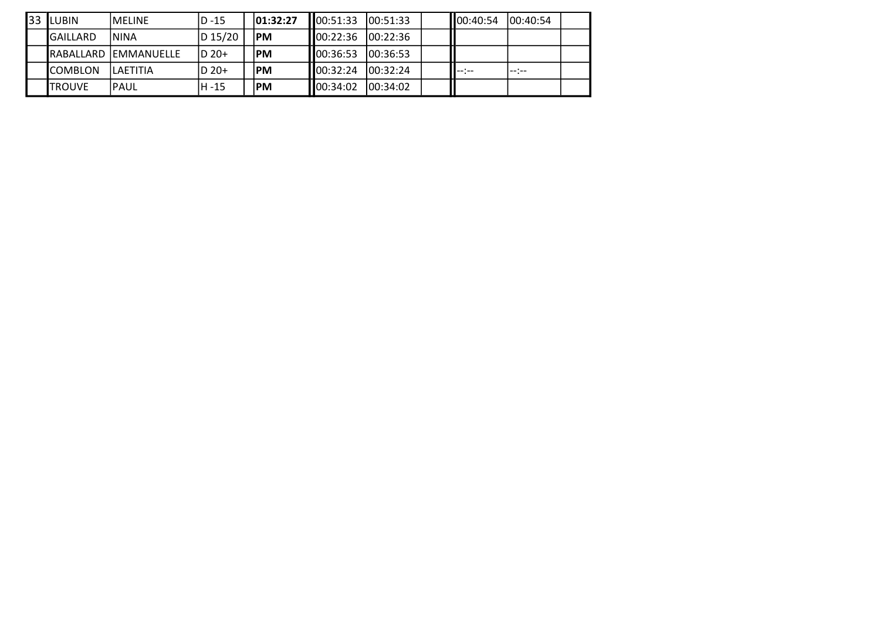| | | | | | | | | | | | |
|---|---|---|---|---|---|---|---|---|---|---|---|
| 33 | LUBIN | MELINE | D -15 | | **01:32:27** | 00:51:33 | 00:51:33 | | 00:40:54 | 00:40:54 | |
| | GAILLARD | NINA | D 15/20 | | **PM** | 00:22:36 | 00:22:36 | | | | |
| | RABALLARD | EMMANUELLE | D 20+ | | **PM** | 00:36:53 | 00:36:53 | | | | |
| | COMBLON | LAETITIA | D 20+ | | **PM** | 00:32:24 | 00:32:24 | | --:-- | --:-- | |
| | TROUVE | PAUL | H -15 | | **PM** | 00:34:02 | 00:34:02 | | | | |